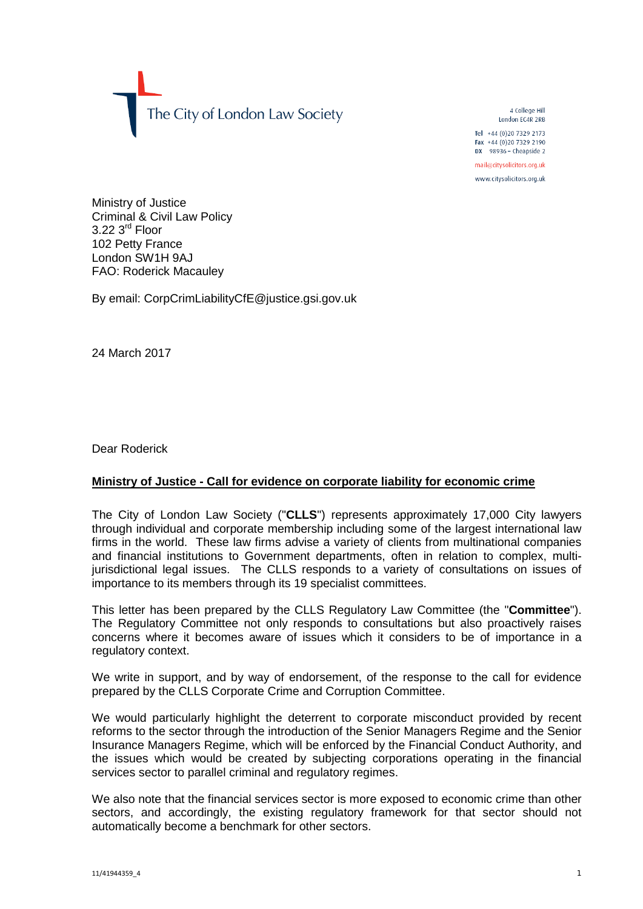The City of London Law Society

4 College Hill
London EC4R 2RB

Tel +44 (0)20 7329 2173
Fax +44 (0)20 7329 2190
DX 98936 – Cheapside 2

mail@citysolicitors.org.uk

www.citysolicitors.org.uk

Ministry of Justice
Criminal & Civil Law Policy
3.22 3rd Floor
102 Petty France
London SW1H 9AJ
FAO: Roderick Macauley

By email: CorpCrimLiabilityCfE@justice.gsi.gov.uk

24 March 2017

Dear Roderick

**Ministry of Justice - Call for evidence on corporate liability for economic crime**

The City of London Law Society ("**CLLS**") represents approximately 17,000 City lawyers through individual and corporate membership including some of the largest international law firms in the world. These law firms advise a variety of clients from multinational companies and financial institutions to Government departments, often in relation to complex, multi-jurisdictional legal issues. The CLLS responds to a variety of consultations on issues of importance to its members through its 19 specialist committees.

This letter has been prepared by the CLLS Regulatory Law Committee (the "**Committee**"). The Regulatory Committee not only responds to consultations but also proactively raises concerns where it becomes aware of issues which it considers to be of importance in a regulatory context.

We write in support, and by way of endorsement, of the response to the call for evidence prepared by the CLLS Corporate Crime and Corruption Committee.

We would particularly highlight the deterrent to corporate misconduct provided by recent reforms to the sector through the introduction of the Senior Managers Regime and the Senior Insurance Managers Regime, which will be enforced by the Financial Conduct Authority, and the issues which would be created by subjecting corporations operating in the financial services sector to parallel criminal and regulatory regimes.

We also note that the financial services sector is more exposed to economic crime than other sectors, and accordingly, the existing regulatory framework for that sector should not automatically become a benchmark for other sectors.

11/41944359_4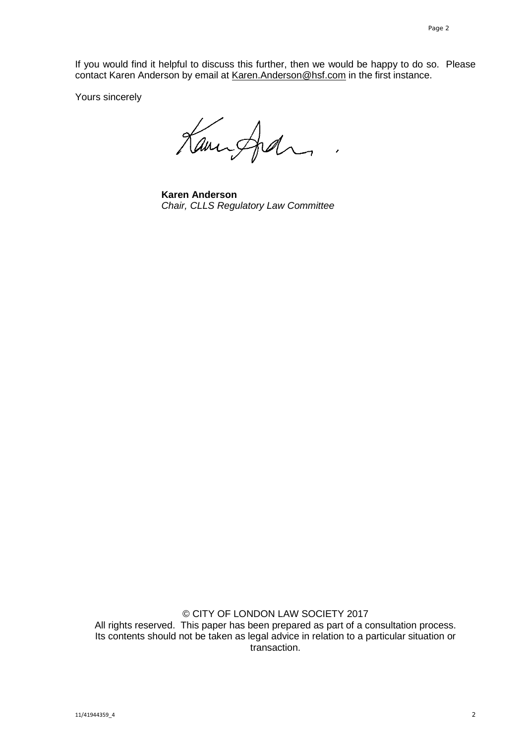If you would find it helpful to discuss this further, then we would be happy to do so. Please contact Karen Anderson by email at Karen.Anderson@hsf.com in the first instance.

Yours sincerely

**Karen Anderson**
*Chair, CLLS Regulatory Law Committee*

© CITY OF LONDON LAW SOCIETY 2017
All rights reserved. This paper has been prepared as part of a consultation process. Its contents should not be taken as legal advice in relation to a particular situation or transaction.

11/41944359_4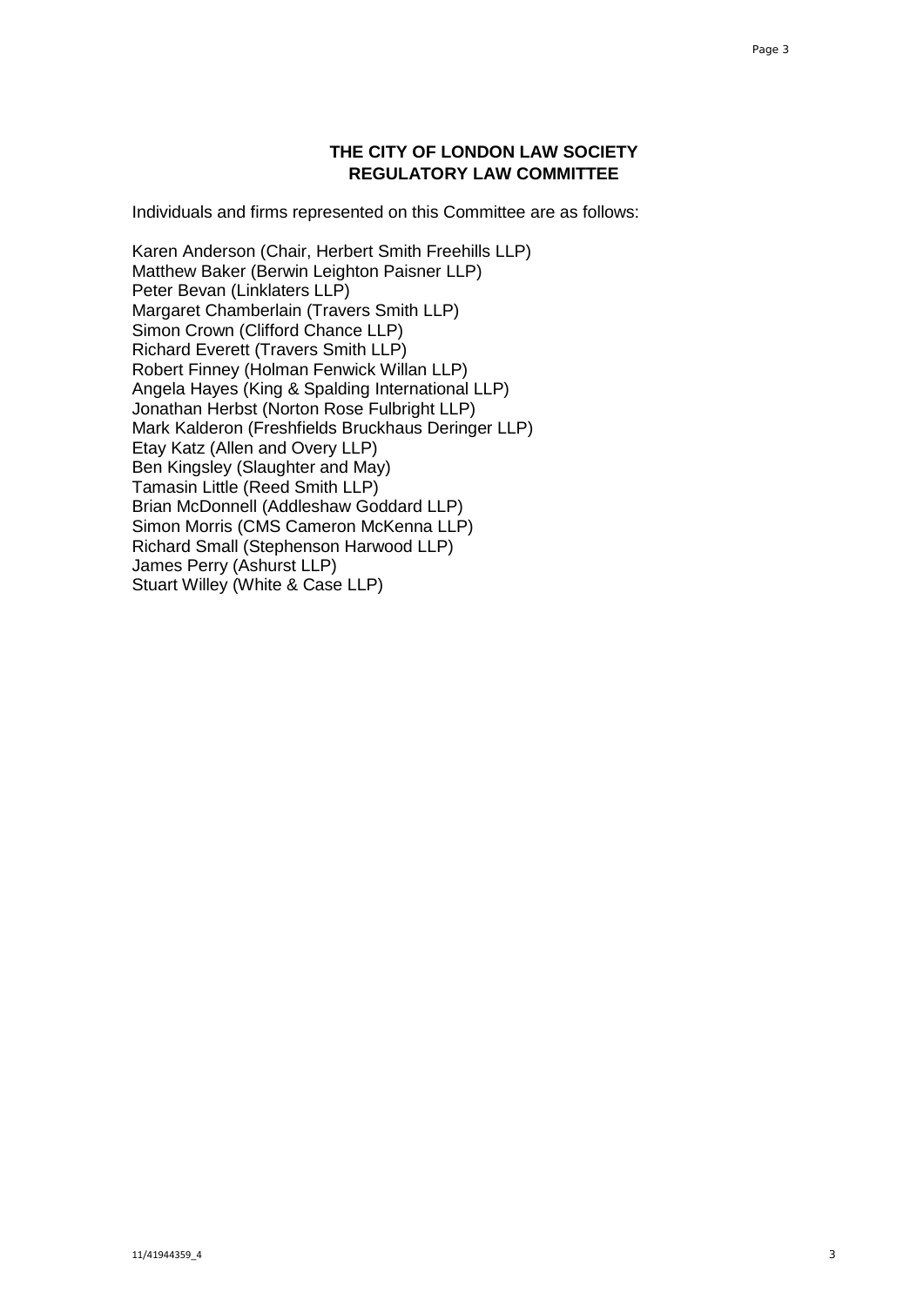## THE CITY OF LONDON LAW SOCIETY
## REGULATORY LAW COMMITTEE

Individuals and firms represented on this Committee are as follows:

Karen Anderson (Chair, Herbert Smith Freehills LLP)
Matthew Baker (Berwin Leighton Paisner LLP)
Peter Bevan (Linklaters LLP)
Margaret Chamberlain (Travers Smith LLP)
Simon Crown (Clifford Chance LLP)
Richard Everett (Travers Smith LLP)
Robert Finney (Holman Fenwick Willan LLP)
Angela Hayes (King & Spalding International LLP)
Jonathan Herbst (Norton Rose Fulbright LLP)
Mark Kalderon (Freshfields Bruckhaus Deringer LLP)
Etay Katz (Allen and Overy LLP)
Ben Kingsley (Slaughter and May)
Tamasin Little (Reed Smith LLP)
Brian McDonnell (Addleshaw Goddard LLP)
Simon Morris (CMS Cameron McKenna LLP)
Richard Small (Stephenson Harwood LLP)
James Perry (Ashurst LLP)
Stuart Willey (White & Case LLP)